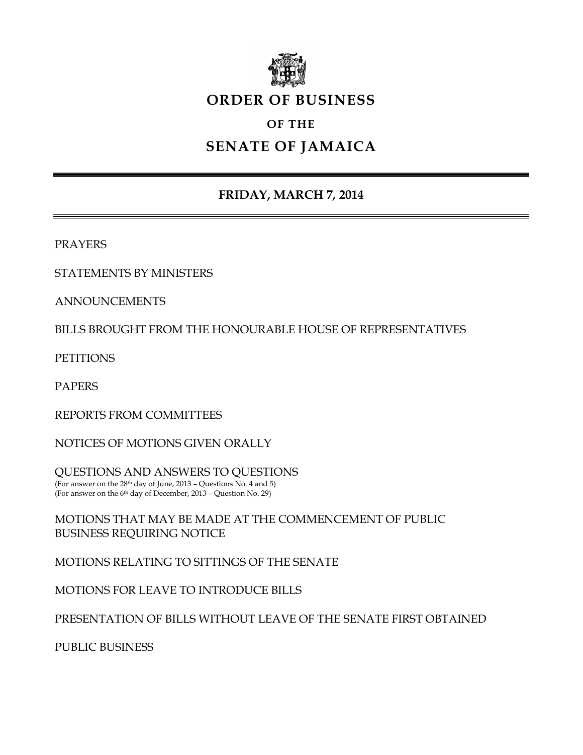# ORDER OF BUSINESS

## OF THE

# SENATE OF JAMAICA

---

## FRIDAY, MARCH 7, 2014

---

PRAYERS

STATEMENTS BY MINISTERS

ANNOUNCEMENTS

BILLS BROUGHT FROM THE HONOURABLE HOUSE OF REPRESENTATIVES

PETITIONS

PAPERS

REPORTS FROM COMMITTEES

NOTICES OF MOTIONS GIVEN ORALLY

QUESTIONS AND ANSWERS TO QUESTIONS
(For answer on the 28th day of June, 2013 – Questions No. 4 and 5)
(For answer on the 6th day of December, 2013 – Question No. 29)

MOTIONS THAT MAY BE MADE AT THE COMMENCEMENT OF PUBLIC BUSINESS REQUIRING NOTICE

MOTIONS RELATING TO SITTINGS OF THE SENATE

MOTIONS FOR LEAVE TO INTRODUCE BILLS

PRESENTATION OF BILLS WITHOUT LEAVE OF THE SENATE FIRST OBTAINED

PUBLIC BUSINESS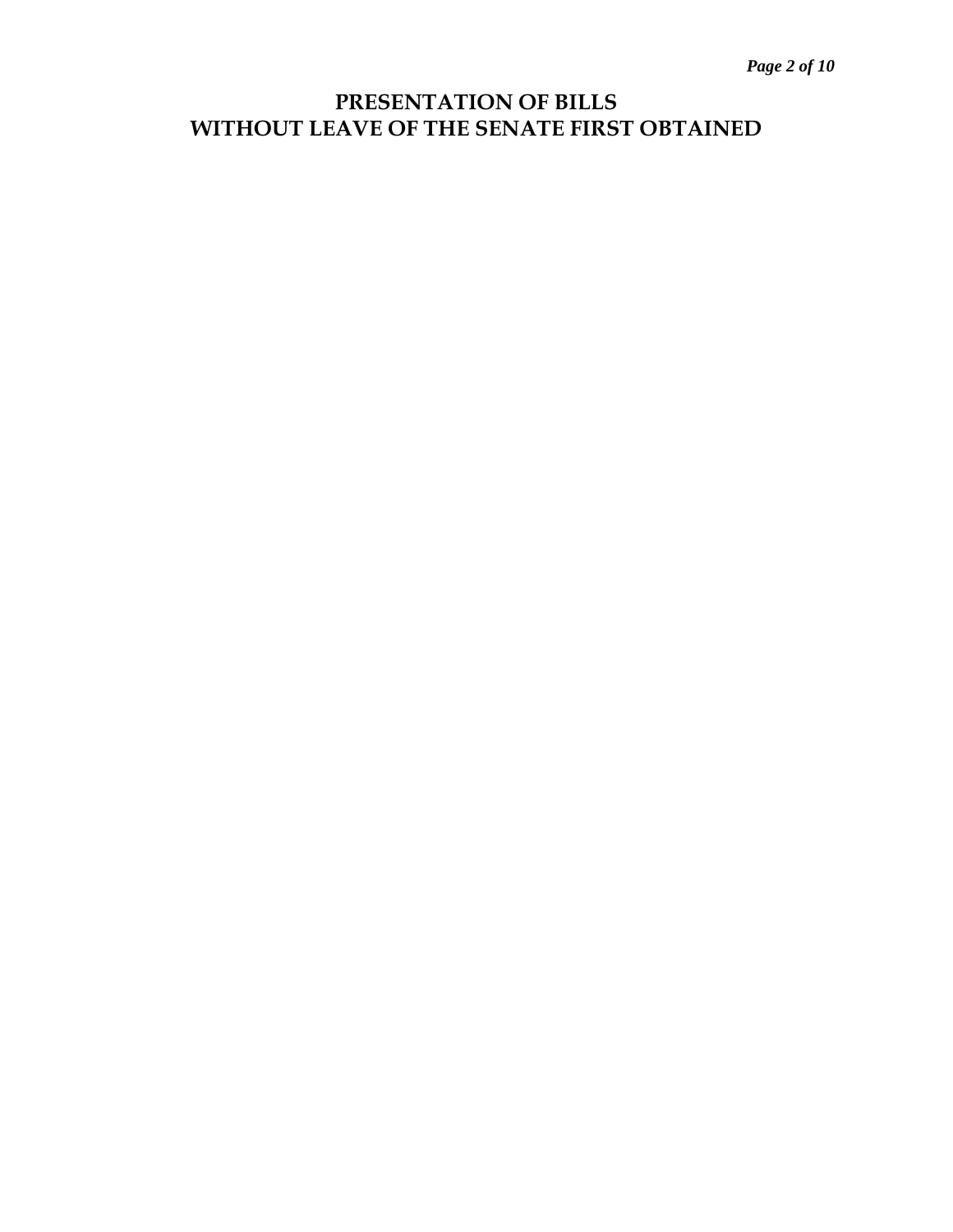# PRESENTATION OF BILLS
# WITHOUT LEAVE OF THE SENATE FIRST OBTAINED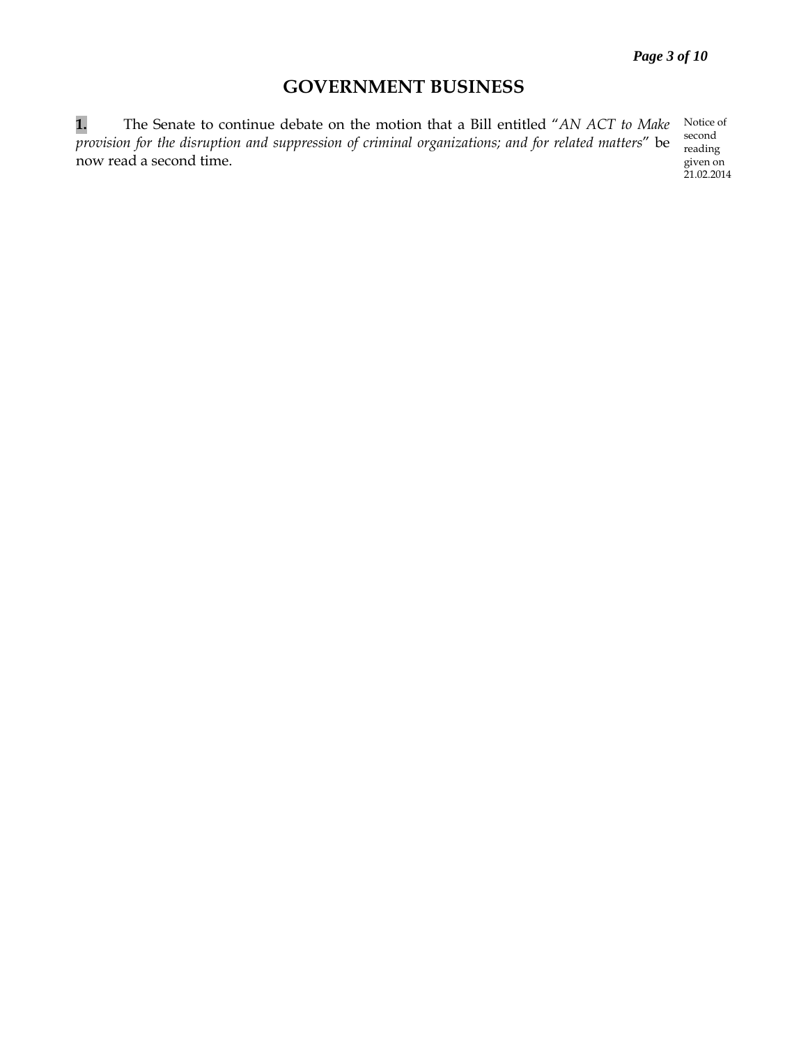# GOVERNMENT BUSINESS

**1.** The Senate to continue debate on the motion that a Bill entitled "*AN ACT to Make provision for the disruption and suppression of criminal organizations; and for related matters*" be now read a second time.

Notice of second reading given on 21.02.2014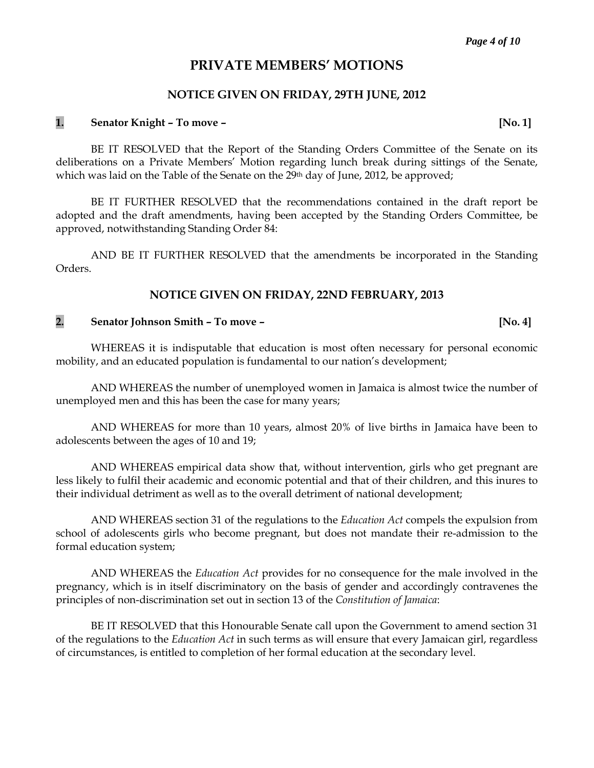# PRIVATE MEMBERS' MOTIONS

## NOTICE GIVEN ON FRIDAY, 29TH JUNE, 2012

**1. Senator Knight – To move – [No. 1]**

BE IT RESOLVED that the Report of the Standing Orders Committee of the Senate on its deliberations on a Private Members' Motion regarding lunch break during sittings of the Senate, which was laid on the Table of the Senate on the 29th day of June, 2012, be approved;

BE IT FURTHER RESOLVED that the recommendations contained in the draft report be adopted and the draft amendments, having been accepted by the Standing Orders Committee, be approved, notwithstanding Standing Order 84:

AND BE IT FURTHER RESOLVED that the amendments be incorporated in the Standing Orders.

## NOTICE GIVEN ON FRIDAY, 22ND FEBRUARY, 2013

**2. Senator Johnson Smith – To move – [No. 4]**

WHEREAS it is indisputable that education is most often necessary for personal economic mobility, and an educated population is fundamental to our nation's development;

AND WHEREAS the number of unemployed women in Jamaica is almost twice the number of unemployed men and this has been the case for many years;

AND WHEREAS for more than 10 years, almost 20% of live births in Jamaica have been to adolescents between the ages of 10 and 19;

AND WHEREAS empirical data show that, without intervention, girls who get pregnant are less likely to fulfil their academic and economic potential and that of their children, and this inures to their individual detriment as well as to the overall detriment of national development;

AND WHEREAS section 31 of the regulations to the *Education Act* compels the expulsion from school of adolescents girls who become pregnant, but does not mandate their re-admission to the formal education system;

AND WHEREAS the *Education Act* provides for no consequence for the male involved in the pregnancy, which is in itself discriminatory on the basis of gender and accordingly contravenes the principles of non-discrimination set out in section 13 of the *Constitution of Jamaica*:

BE IT RESOLVED that this Honourable Senate call upon the Government to amend section 31 of the regulations to the *Education Act* in such terms as will ensure that every Jamaican girl, regardless of circumstances, is entitled to completion of her formal education at the secondary level.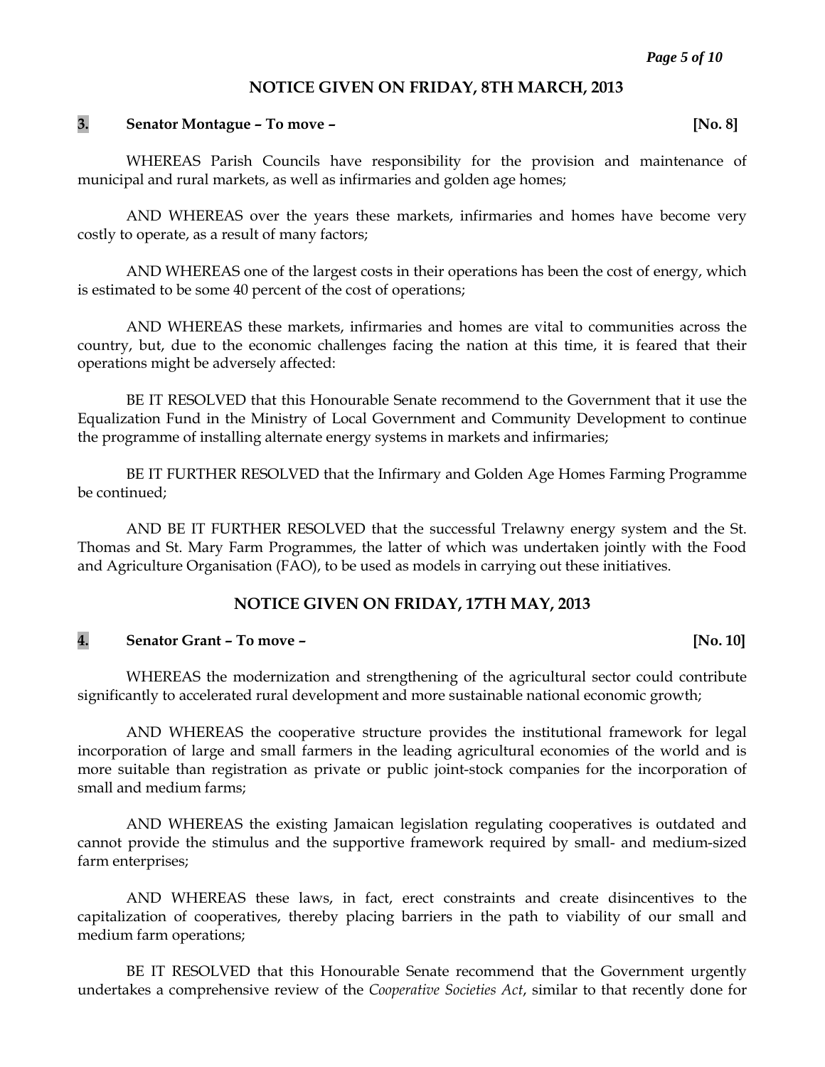## NOTICE GIVEN ON FRIDAY, 8TH MARCH, 2013

**3. Senator Montague – To move – [No. 8]**

WHEREAS Parish Councils have responsibility for the provision and maintenance of municipal and rural markets, as well as infirmaries and golden age homes;

AND WHEREAS over the years these markets, infirmaries and homes have become very costly to operate, as a result of many factors;

AND WHEREAS one of the largest costs in their operations has been the cost of energy, which is estimated to be some 40 percent of the cost of operations;

AND WHEREAS these markets, infirmaries and homes are vital to communities across the country, but, due to the economic challenges facing the nation at this time, it is feared that their operations might be adversely affected:

BE IT RESOLVED that this Honourable Senate recommend to the Government that it use the Equalization Fund in the Ministry of Local Government and Community Development to continue the programme of installing alternate energy systems in markets and infirmaries;

BE IT FURTHER RESOLVED that the Infirmary and Golden Age Homes Farming Programme be continued;

AND BE IT FURTHER RESOLVED that the successful Trelawny energy system and the St. Thomas and St. Mary Farm Programmes, the latter of which was undertaken jointly with the Food and Agriculture Organisation (FAO), to be used as models in carrying out these initiatives.

## NOTICE GIVEN ON FRIDAY, 17TH MAY, 2013

**4. Senator Grant – To move – [No. 10]**

WHEREAS the modernization and strengthening of the agricultural sector could contribute significantly to accelerated rural development and more sustainable national economic growth;

AND WHEREAS the cooperative structure provides the institutional framework for legal incorporation of large and small farmers in the leading agricultural economies of the world and is more suitable than registration as private or public joint-stock companies for the incorporation of small and medium farms;

AND WHEREAS the existing Jamaican legislation regulating cooperatives is outdated and cannot provide the stimulus and the supportive framework required by small- and medium-sized farm enterprises;

AND WHEREAS these laws, in fact, erect constraints and create disincentives to the capitalization of cooperatives, thereby placing barriers in the path to viability of our small and medium farm operations;

BE IT RESOLVED that this Honourable Senate recommend that the Government urgently undertakes a comprehensive review of the *Cooperative Societies Act*, similar to that recently done for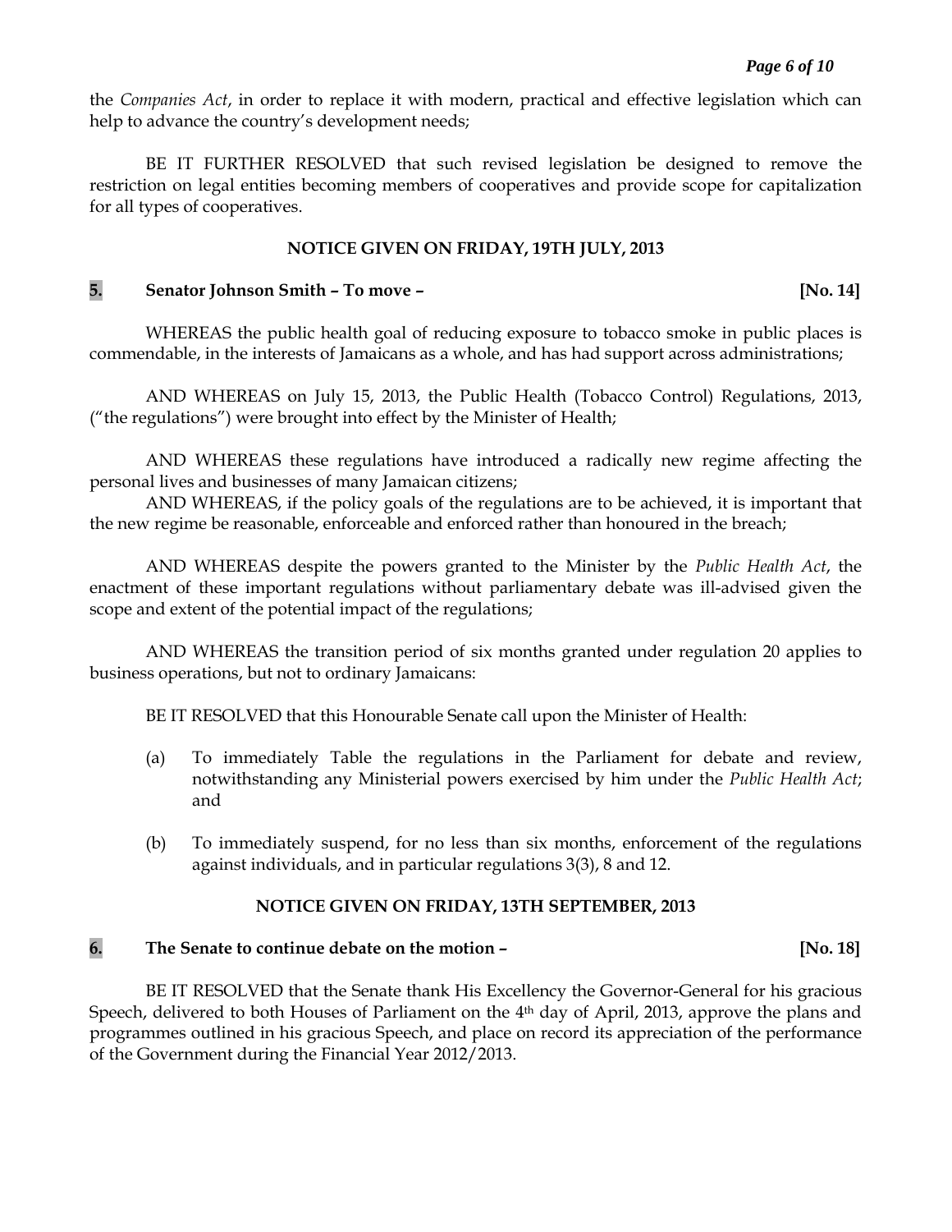the *Companies Act*, in order to replace it with modern, practical and effective legislation which can help to advance the country's development needs;

BE IT FURTHER RESOLVED that such revised legislation be designed to remove the restriction on legal entities becoming members of cooperatives and provide scope for capitalization for all types of cooperatives.

**NOTICE GIVEN ON FRIDAY, 19TH JULY, 2013**

**5. Senator Johnson Smith – To move – [No. 14]**

WHEREAS the public health goal of reducing exposure to tobacco smoke in public places is commendable, in the interests of Jamaicans as a whole, and has had support across administrations;

AND WHEREAS on July 15, 2013, the Public Health (Tobacco Control) Regulations, 2013, ("the regulations") were brought into effect by the Minister of Health;

AND WHEREAS these regulations have introduced a radically new regime affecting the personal lives and businesses of many Jamaican citizens;

AND WHEREAS, if the policy goals of the regulations are to be achieved, it is important that the new regime be reasonable, enforceable and enforced rather than honoured in the breach;

AND WHEREAS despite the powers granted to the Minister by the *Public Health Act*, the enactment of these important regulations without parliamentary debate was ill-advised given the scope and extent of the potential impact of the regulations;

AND WHEREAS the transition period of six months granted under regulation 20 applies to business operations, but not to ordinary Jamaicans:

BE IT RESOLVED that this Honourable Senate call upon the Minister of Health:

(a) To immediately Table the regulations in the Parliament for debate and review, notwithstanding any Ministerial powers exercised by him under the *Public Health Act*; and

(b) To immediately suspend, for no less than six months, enforcement of the regulations against individuals, and in particular regulations 3(3), 8 and 12.

**NOTICE GIVEN ON FRIDAY, 13TH SEPTEMBER, 2013**

**6. The Senate to continue debate on the motion – [No. 18]**

BE IT RESOLVED that the Senate thank His Excellency the Governor-General for his gracious Speech, delivered to both Houses of Parliament on the 4th day of April, 2013, approve the plans and programmes outlined in his gracious Speech, and place on record its appreciation of the performance of the Government during the Financial Year 2012/2013.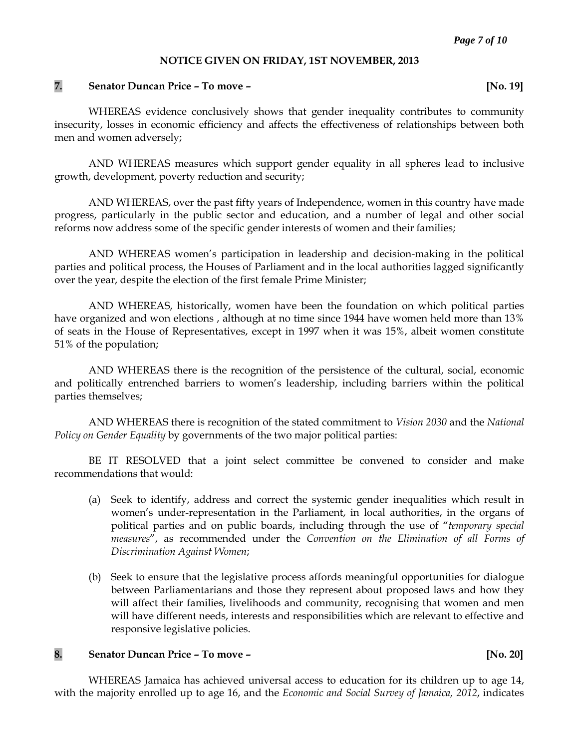**NOTICE GIVEN ON FRIDAY, 1ST NOVEMBER, 2013**

**7. Senator Duncan Price – To move – [No. 19]**

WHEREAS evidence conclusively shows that gender inequality contributes to community insecurity, losses in economic efficiency and affects the effectiveness of relationships between both men and women adversely;

AND WHEREAS measures which support gender equality in all spheres lead to inclusive growth, development, poverty reduction and security;

AND WHEREAS, over the past fifty years of Independence, women in this country have made progress, particularly in the public sector and education, and a number of legal and other social reforms now address some of the specific gender interests of women and their families;

AND WHEREAS women's participation in leadership and decision-making in the political parties and political process, the Houses of Parliament and in the local authorities lagged significantly over the year, despite the election of the first female Prime Minister;

AND WHEREAS, historically, women have been the foundation on which political parties have organized and won elections , although at no time since 1944 have women held more than 13% of seats in the House of Representatives, except in 1997 when it was 15%, albeit women constitute 51% of the population;

AND WHEREAS there is the recognition of the persistence of the cultural, social, economic and politically entrenched barriers to women's leadership, including barriers within the political parties themselves;

AND WHEREAS there is recognition of the stated commitment to *Vision 2030* and the *National Policy on Gender Equality* by governments of the two major political parties:

BE IT RESOLVED that a joint select committee be convened to consider and make recommendations that would:

(a) Seek to identify, address and correct the systemic gender inequalities which result in women's under-representation in the Parliament, in local authorities, in the organs of political parties and on public boards, including through the use of "*temporary special measures*", as recommended under the *Convention on the Elimination of all Forms of Discrimination Against Women*;

(b) Seek to ensure that the legislative process affords meaningful opportunities for dialogue between Parliamentarians and those they represent about proposed laws and how they will affect their families, livelihoods and community, recognising that women and men will have different needs, interests and responsibilities which are relevant to effective and responsive legislative policies.

**8. Senator Duncan Price – To move – [No. 20]**

WHEREAS Jamaica has achieved universal access to education for its children up to age 14, with the majority enrolled up to age 16, and the *Economic and Social Survey of Jamaica, 2012*, indicates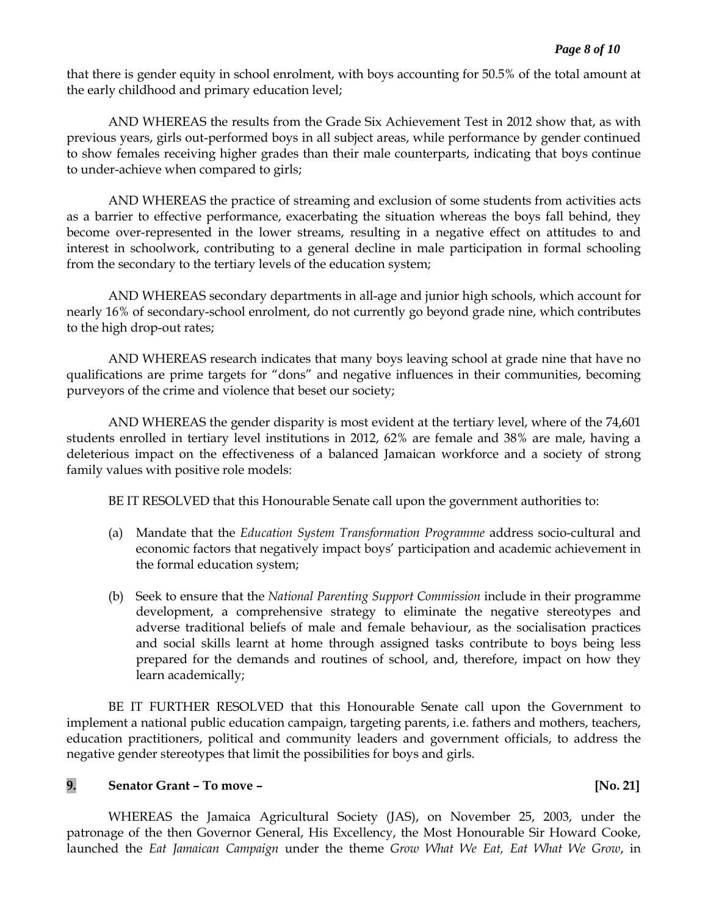that there is gender equity in school enrolment, with boys accounting for 50.5% of the total amount at the early childhood and primary education level;

AND WHEREAS the results from the Grade Six Achievement Test in 2012 show that, as with previous years, girls out-performed boys in all subject areas, while performance by gender continued to show females receiving higher grades than their male counterparts, indicating that boys continue to under-achieve when compared to girls;

AND WHEREAS the practice of streaming and exclusion of some students from activities acts as a barrier to effective performance, exacerbating the situation whereas the boys fall behind, they become over-represented in the lower streams, resulting in a negative effect on attitudes to and interest in schoolwork, contributing to a general decline in male participation in formal schooling from the secondary to the tertiary levels of the education system;

AND WHEREAS secondary departments in all-age and junior high schools, which account for nearly 16% of secondary-school enrolment, do not currently go beyond grade nine, which contributes to the high drop-out rates;

AND WHEREAS research indicates that many boys leaving school at grade nine that have no qualifications are prime targets for "dons" and negative influences in their communities, becoming purveyors of the crime and violence that beset our society;

AND WHEREAS the gender disparity is most evident at the tertiary level, where of the 74,601 students enrolled in tertiary level institutions in 2012, 62% are female and 38% are male, having a deleterious impact on the effectiveness of a balanced Jamaican workforce and a society of strong family values with positive role models:

BE IT RESOLVED that this Honourable Senate call upon the government authorities to:

(a) Mandate that the *Education System Transformation Programme* address socio-cultural and economic factors that negatively impact boys' participation and academic achievement in the formal education system;

(b) Seek to ensure that the *National Parenting Support Commission* include in their programme development, a comprehensive strategy to eliminate the negative stereotypes and adverse traditional beliefs of male and female behaviour, as the socialisation practices and social skills learnt at home through assigned tasks contribute to boys being less prepared for the demands and routines of school, and, therefore, impact on how they learn academically;

BE IT FURTHER RESOLVED that this Honourable Senate call upon the Government to implement a national public education campaign, targeting parents, i.e. fathers and mothers, teachers, education practitioners, political and community leaders and government officials, to address the negative gender stereotypes that limit the possibilities for boys and girls.

**9. Senator Grant – To move – [No. 21]**

WHEREAS the Jamaica Agricultural Society (JAS), on November 25, 2003, under the patronage of the then Governor General, His Excellency, the Most Honourable Sir Howard Cooke, launched the *Eat Jamaican Campaign* under the theme *Grow What We Eat, Eat What We Grow*, in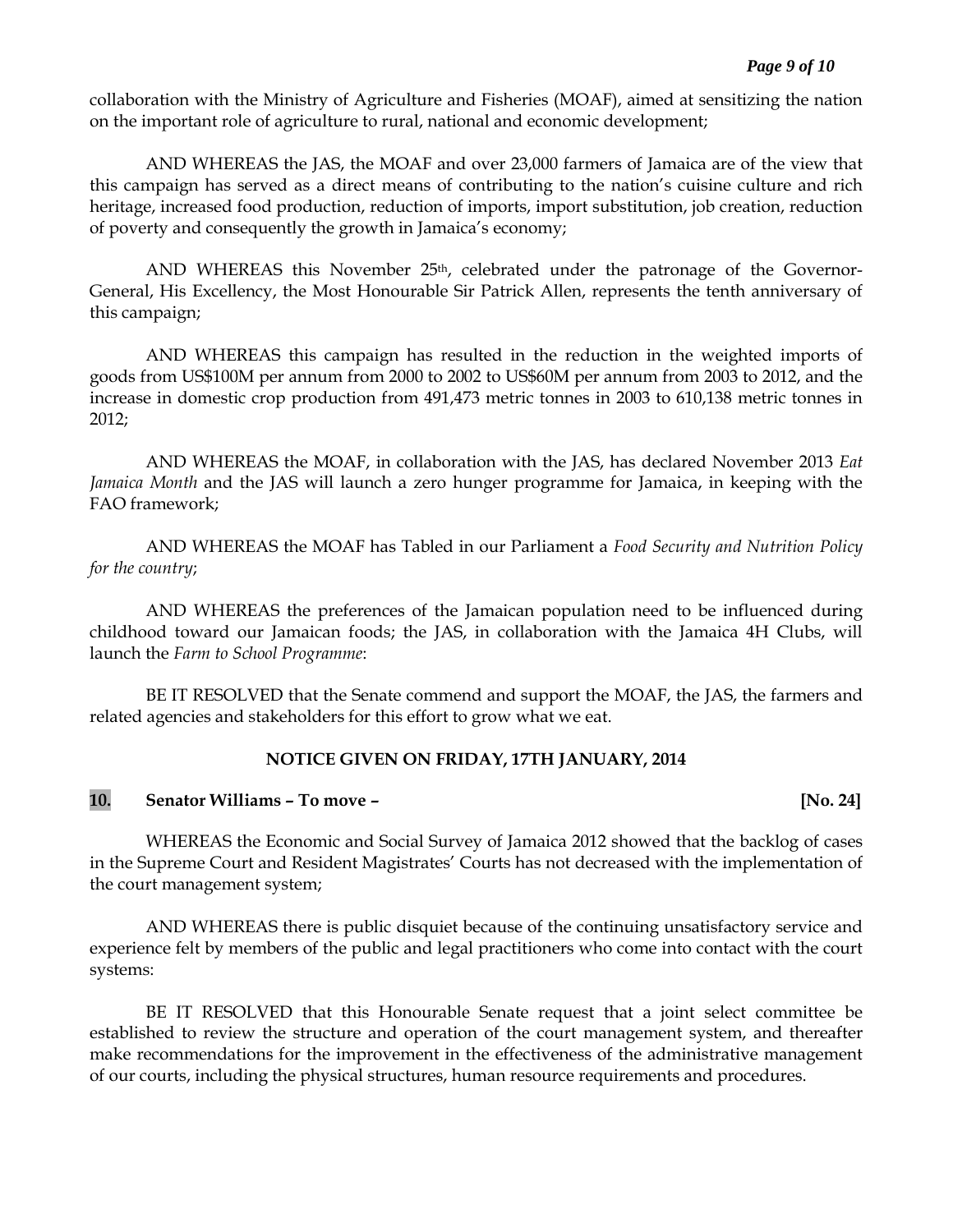collaboration with the Ministry of Agriculture and Fisheries (MOAF), aimed at sensitizing the nation on the important role of agriculture to rural, national and economic development;

AND WHEREAS the JAS, the MOAF and over 23,000 farmers of Jamaica are of the view that this campaign has served as a direct means of contributing to the nation's cuisine culture and rich heritage, increased food production, reduction of imports, import substitution, job creation, reduction of poverty and consequently the growth in Jamaica's economy;

AND WHEREAS this November 25th, celebrated under the patronage of the Governor-General, His Excellency, the Most Honourable Sir Patrick Allen, represents the tenth anniversary of this campaign;

AND WHEREAS this campaign has resulted in the reduction in the weighted imports of goods from US$100M per annum from 2000 to 2002 to US$60M per annum from 2003 to 2012, and the increase in domestic crop production from 491,473 metric tonnes in 2003 to 610,138 metric tonnes in 2012;

AND WHEREAS the MOAF, in collaboration with the JAS, has declared November 2013 *Eat Jamaica Month* and the JAS will launch a zero hunger programme for Jamaica, in keeping with the FAO framework;

AND WHEREAS the MOAF has Tabled in our Parliament a *Food Security and Nutrition Policy for the country*;

AND WHEREAS the preferences of the Jamaican population need to be influenced during childhood toward our Jamaican foods; the JAS, in collaboration with the Jamaica 4H Clubs, will launch the *Farm to School Programme*:

BE IT RESOLVED that the Senate commend and support the MOAF, the JAS, the farmers and related agencies and stakeholders for this effort to grow what we eat.

**NOTICE GIVEN ON FRIDAY, 17TH JANUARY, 2014**

**10. Senator Williams – To move – [No. 24]**

WHEREAS the Economic and Social Survey of Jamaica 2012 showed that the backlog of cases in the Supreme Court and Resident Magistrates' Courts has not decreased with the implementation of the court management system;

AND WHEREAS there is public disquiet because of the continuing unsatisfactory service and experience felt by members of the public and legal practitioners who come into contact with the court systems:

BE IT RESOLVED that this Honourable Senate request that a joint select committee be established to review the structure and operation of the court management system, and thereafter make recommendations for the improvement in the effectiveness of the administrative management of our courts, including the physical structures, human resource requirements and procedures.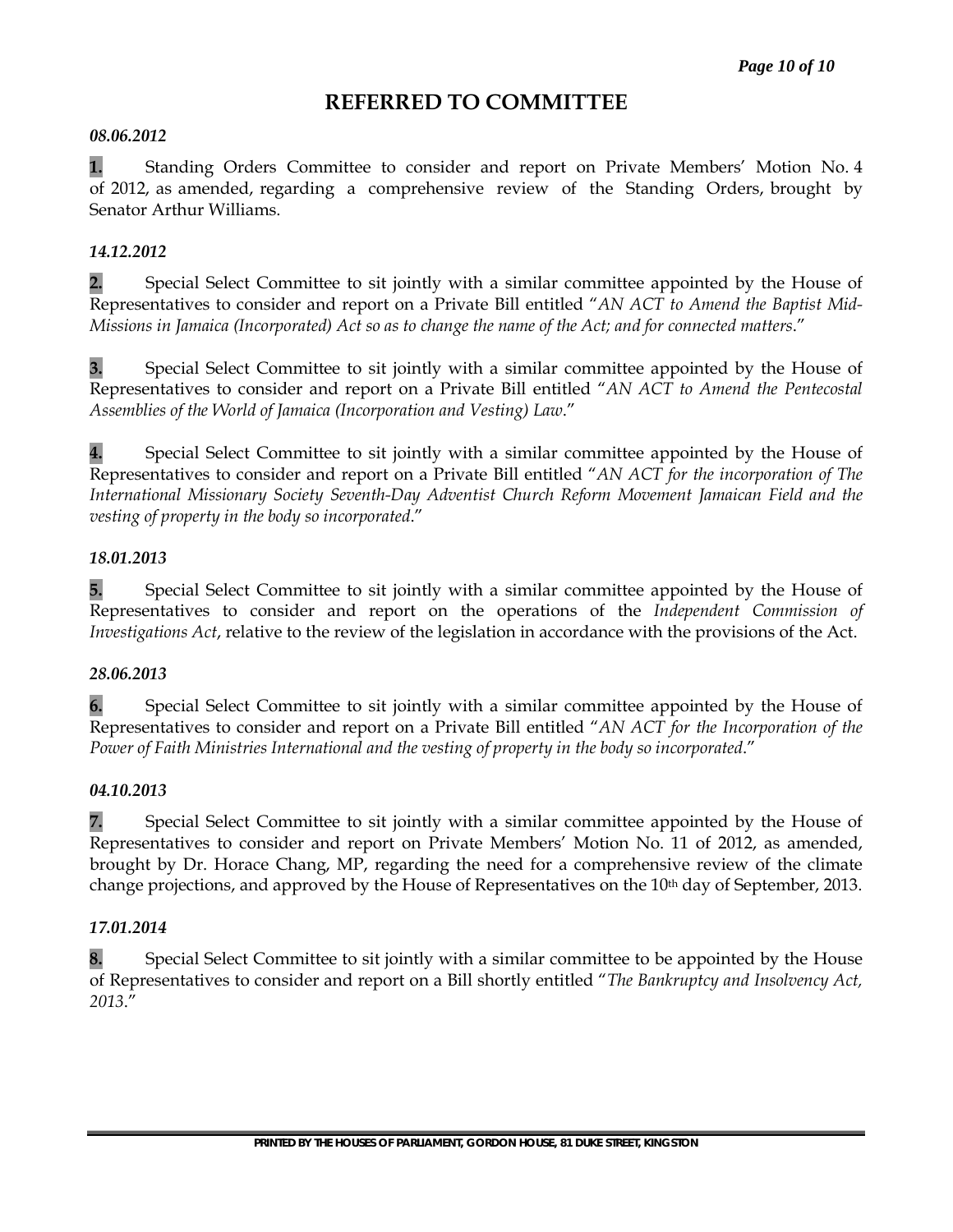# REFERRED TO COMMITTEE

***08.06.2012***

**1.** Standing Orders Committee to consider and report on Private Members' Motion No. 4 of 2012, as amended, regarding a comprehensive review of the Standing Orders, brought by Senator Arthur Williams.

***14.12.2012***

**2.** Special Select Committee to sit jointly with a similar committee appointed by the House of Representatives to consider and report on a Private Bill entitled "*AN ACT to Amend the Baptist Mid-Missions in Jamaica (Incorporated) Act so as to change the name of the Act; and for connected matters*."

**3.** Special Select Committee to sit jointly with a similar committee appointed by the House of Representatives to consider and report on a Private Bill entitled "*AN ACT to Amend the Pentecostal Assemblies of the World of Jamaica (Incorporation and Vesting) Law*."

**4.** Special Select Committee to sit jointly with a similar committee appointed by the House of Representatives to consider and report on a Private Bill entitled "*AN ACT for the incorporation of The International Missionary Society Seventh-Day Adventist Church Reform Movement Jamaican Field and the vesting of property in the body so incorporated*."

***18.01.2013***

**5.** Special Select Committee to sit jointly with a similar committee appointed by the House of Representatives to consider and report on the operations of the *Independent Commission of Investigations Act*, relative to the review of the legislation in accordance with the provisions of the Act.

***28.06.2013***

**6.** Special Select Committee to sit jointly with a similar committee appointed by the House of Representatives to consider and report on a Private Bill entitled "*AN ACT for the Incorporation of the Power of Faith Ministries International and the vesting of property in the body so incorporated*."

***04.10.2013***

**7.** Special Select Committee to sit jointly with a similar committee appointed by the House of Representatives to consider and report on Private Members' Motion No. 11 of 2012, as amended, brought by Dr. Horace Chang, MP, regarding the need for a comprehensive review of the climate change projections, and approved by the House of Representatives on the 10th day of September, 2013.

***17.01.2014***

**8.** Special Select Committee to sit jointly with a similar committee to be appointed by the House of Representatives to consider and report on a Bill shortly entitled "*The Bankruptcy and Insolvency Act, 2013*."